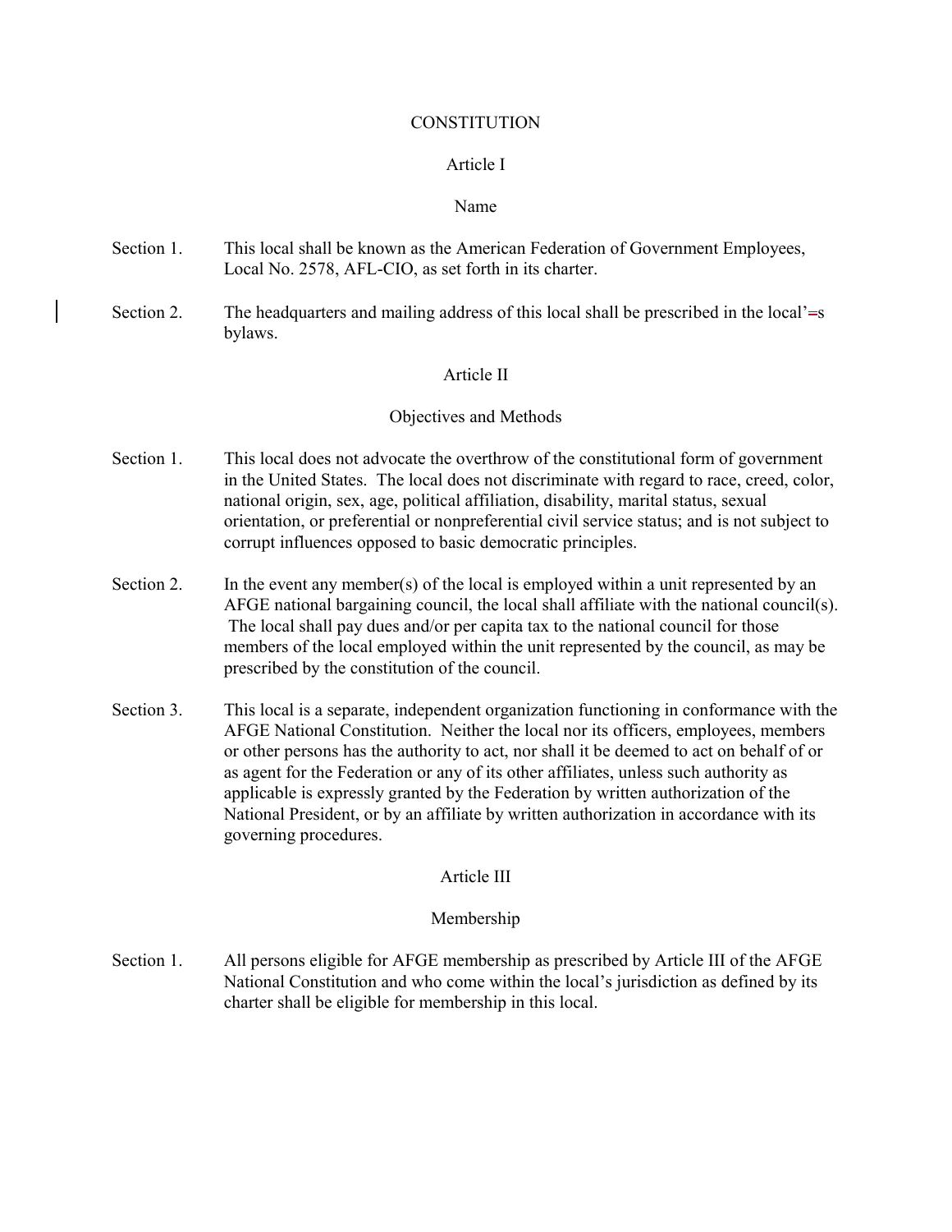# CONSTITUTION

## Article I

### Name

Section 1. This local shall be known as the American Federation of Government Employees, Local No. 2578, AFL-CIO, as set forth in its charter.

Section 2. The headquarters and mailing address of this local shall be prescribed in the local'=s bylaws.

## Article II

### Objectives and Methods

Section 1. This local does not advocate the overthrow of the constitutional form of government in the United States. The local does not discriminate with regard to race, creed, color, national origin, sex, age, political affiliation, disability, marital status, sexual orientation, or preferential or nonpreferential civil service status; and is not subject to corrupt influences opposed to basic democratic principles.

Section 2. In the event any member(s) of the local is employed within a unit represented by an AFGE national bargaining council, the local shall affiliate with the national council(s). The local shall pay dues and/or per capita tax to the national council for those members of the local employed within the unit represented by the council, as may be prescribed by the constitution of the council.

Section 3. This local is a separate, independent organization functioning in conformance with the AFGE National Constitution. Neither the local nor its officers, employees, members or other persons has the authority to act, nor shall it be deemed to act on behalf of or as agent for the Federation or any of its other affiliates, unless such authority as applicable is expressly granted by the Federation by written authorization of the National President, or by an affiliate by written authorization in accordance with its governing procedures.

## Article III

### Membership

Section 1. All persons eligible for AFGE membership as prescribed by Article III of the AFGE National Constitution and who come within the local's jurisdiction as defined by its charter shall be eligible for membership in this local.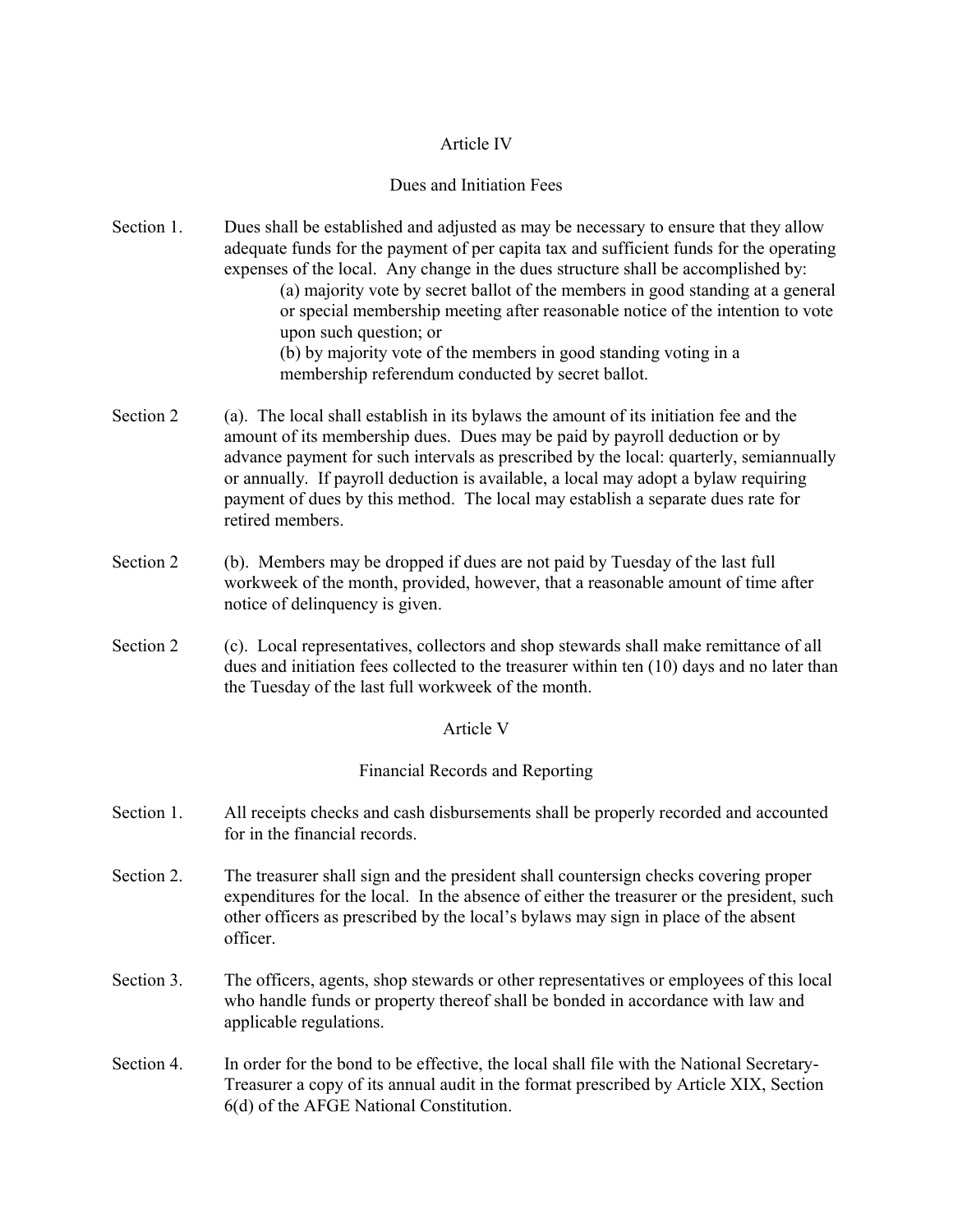## Article IV

## Dues and Initiation Fees

Section 1. Dues shall be established and adjusted as may be necessary to ensure that they allow adequate funds for the payment of per capita tax and sufficient funds for the operating expenses of the local. Any change in the dues structure shall be accomplished by:

(a) majority vote by secret ballot of the members in good standing at a general or special membership meeting after reasonable notice of the intention to vote upon such question; or

(b) by majority vote of the members in good standing voting in a membership referendum conducted by secret ballot.

Section 2 (a). The local shall establish in its bylaws the amount of its initiation fee and the amount of its membership dues. Dues may be paid by payroll deduction or by advance payment for such intervals as prescribed by the local: quarterly, semiannually or annually. If payroll deduction is available, a local may adopt a bylaw requiring payment of dues by this method. The local may establish a separate dues rate for retired members.

Section 2 (b). Members may be dropped if dues are not paid by Tuesday of the last full workweek of the month, provided, however, that a reasonable amount of time after notice of delinquency is given.

Section 2 (c). Local representatives, collectors and shop stewards shall make remittance of all dues and initiation fees collected to the treasurer within ten (10) days and no later than the Tuesday of the last full workweek of the month.

## Article V

## Financial Records and Reporting

Section 1. All receipts checks and cash disbursements shall be properly recorded and accounted for in the financial records.

Section 2. The treasurer shall sign and the president shall countersign checks covering proper expenditures for the local. In the absence of either the treasurer or the president, such other officers as prescribed by the local's bylaws may sign in place of the absent officer.

Section 3. The officers, agents, shop stewards or other representatives or employees of this local who handle funds or property thereof shall be bonded in accordance with law and applicable regulations.

Section 4. In order for the bond to be effective, the local shall file with the National Secretary-Treasurer a copy of its annual audit in the format prescribed by Article XIX, Section 6(d) of the AFGE National Constitution.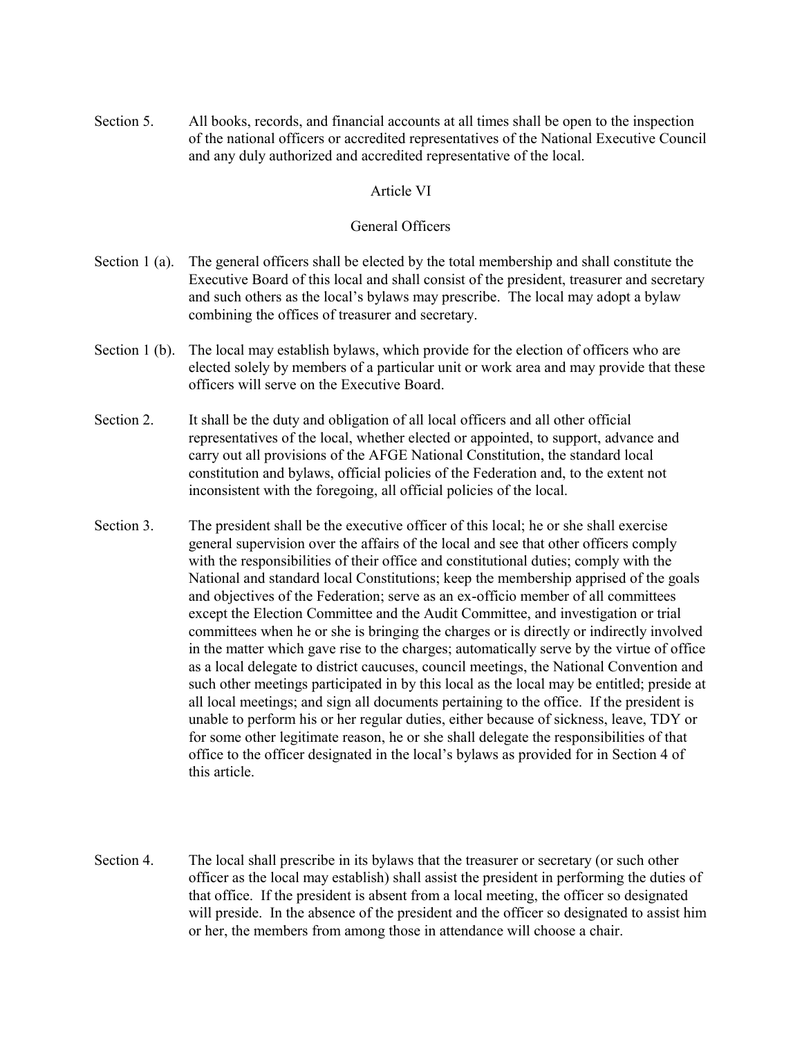Section 5. All books, records, and financial accounts at all times shall be open to the inspection of the national officers or accredited representatives of the National Executive Council and any duly authorized and accredited representative of the local.

## Article VI

## General Officers

Section 1 (a). The general officers shall be elected by the total membership and shall constitute the Executive Board of this local and shall consist of the president, treasurer and secretary and such others as the local's bylaws may prescribe. The local may adopt a bylaw combining the offices of treasurer and secretary.

Section 1 (b). The local may establish bylaws, which provide for the election of officers who are elected solely by members of a particular unit or work area and may provide that these officers will serve on the Executive Board.

Section 2. It shall be the duty and obligation of all local officers and all other official representatives of the local, whether elected or appointed, to support, advance and carry out all provisions of the AFGE National Constitution, the standard local constitution and bylaws, official policies of the Federation and, to the extent not inconsistent with the foregoing, all official policies of the local.

Section 3. The president shall be the executive officer of this local; he or she shall exercise general supervision over the affairs of the local and see that other officers comply with the responsibilities of their office and constitutional duties; comply with the National and standard local Constitutions; keep the membership apprised of the goals and objectives of the Federation; serve as an ex-officio member of all committees except the Election Committee and the Audit Committee, and investigation or trial committees when he or she is bringing the charges or is directly or indirectly involved in the matter which gave rise to the charges; automatically serve by the virtue of office as a local delegate to district caucuses, council meetings, the National Convention and such other meetings participated in by this local as the local may be entitled; preside at all local meetings; and sign all documents pertaining to the office. If the president is unable to perform his or her regular duties, either because of sickness, leave, TDY or for some other legitimate reason, he or she shall delegate the responsibilities of that office to the officer designated in the local's bylaws as provided for in Section 4 of this article.

Section 4. The local shall prescribe in its bylaws that the treasurer or secretary (or such other officer as the local may establish) shall assist the president in performing the duties of that office. If the president is absent from a local meeting, the officer so designated will preside. In the absence of the president and the officer so designated to assist him or her, the members from among those in attendance will choose a chair.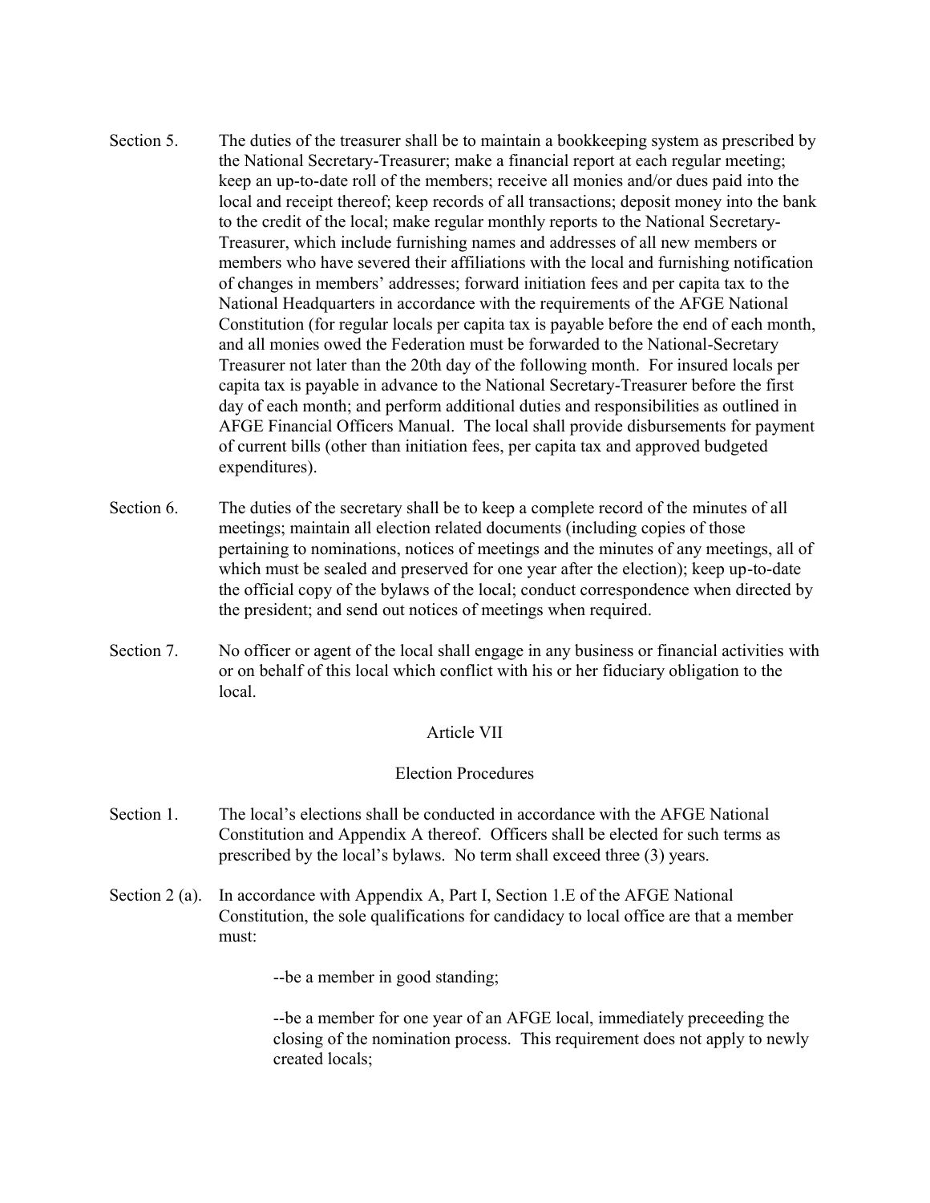Section 5. The duties of the treasurer shall be to maintain a bookkeeping system as prescribed by the National Secretary-Treasurer; make a financial report at each regular meeting; keep an up-to-date roll of the members; receive all monies and/or dues paid into the local and receipt thereof; keep records of all transactions; deposit money into the bank to the credit of the local; make regular monthly reports to the National Secretary-Treasurer, which include furnishing names and addresses of all new members or members who have severed their affiliations with the local and furnishing notification of changes in members' addresses; forward initiation fees and per capita tax to the National Headquarters in accordance with the requirements of the AFGE National Constitution (for regular locals per capita tax is payable before the end of each month, and all monies owed the Federation must be forwarded to the National-Secretary Treasurer not later than the 20th day of the following month. For insured locals per capita tax is payable in advance to the National Secretary-Treasurer before the first day of each month; and perform additional duties and responsibilities as outlined in AFGE Financial Officers Manual. The local shall provide disbursements for payment of current bills (other than initiation fees, per capita tax and approved budgeted expenditures).

Section 6. The duties of the secretary shall be to keep a complete record of the minutes of all meetings; maintain all election related documents (including copies of those pertaining to nominations, notices of meetings and the minutes of any meetings, all of which must be sealed and preserved for one year after the election); keep up-to-date the official copy of the bylaws of the local; conduct correspondence when directed by the president; and send out notices of meetings when required.

Section 7. No officer or agent of the local shall engage in any business or financial activities with or on behalf of this local which conflict with his or her fiduciary obligation to the local.

## Article VII

## Election Procedures

Section 1. The local's elections shall be conducted in accordance with the AFGE National Constitution and Appendix A thereof. Officers shall be elected for such terms as prescribed by the local's bylaws. No term shall exceed three (3) years.

Section 2 (a). In accordance with Appendix A, Part I, Section 1.E of the AFGE National Constitution, the sole qualifications for candidacy to local office are that a member must:

--be a member in good standing;

--be a member for one year of an AFGE local, immediately preceeding the closing of the nomination process. This requirement does not apply to newly created locals;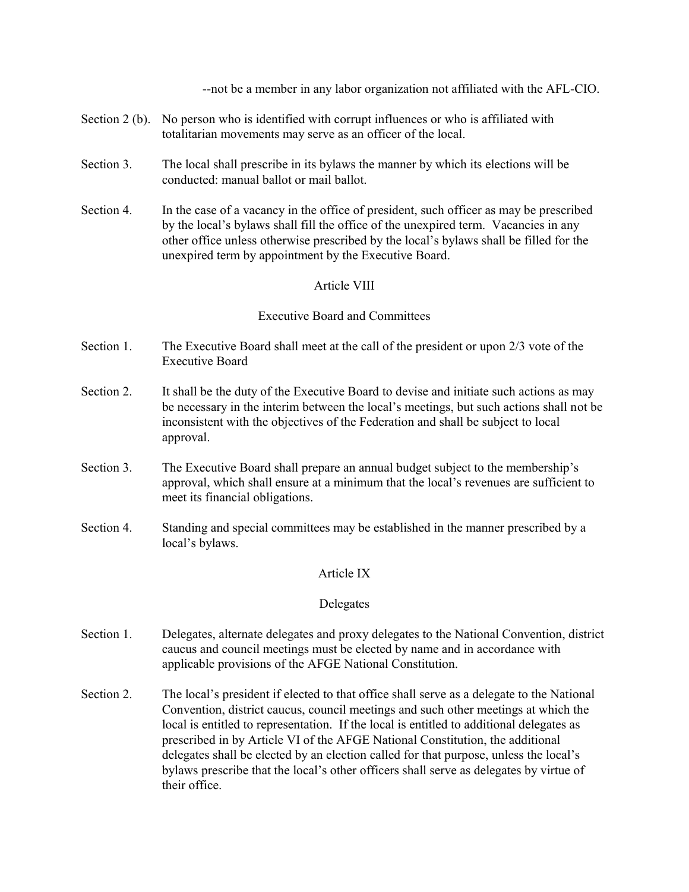--not be a member in any labor organization not affiliated with the AFL-CIO.

Section 2 (b). No person who is identified with corrupt influences or who is affiliated with totalitarian movements may serve as an officer of the local.

Section 3. The local shall prescribe in its bylaws the manner by which its elections will be conducted: manual ballot or mail ballot.

Section 4. In the case of a vacancy in the office of president, such officer as may be prescribed by the local's bylaws shall fill the office of the unexpired term. Vacancies in any other office unless otherwise prescribed by the local's bylaws shall be filled for the unexpired term by appointment by the Executive Board.

## Article VIII

## Executive Board and Committees

Section 1. The Executive Board shall meet at the call of the president or upon 2/3 vote of the Executive Board

Section 2. It shall be the duty of the Executive Board to devise and initiate such actions as may be necessary in the interim between the local's meetings, but such actions shall not be inconsistent with the objectives of the Federation and shall be subject to local approval.

Section 3. The Executive Board shall prepare an annual budget subject to the membership's approval, which shall ensure at a minimum that the local's revenues are sufficient to meet its financial obligations.

Section 4. Standing and special committees may be established in the manner prescribed by a local's bylaws.

## Article IX

## Delegates

Section 1. Delegates, alternate delegates and proxy delegates to the National Convention, district caucus and council meetings must be elected by name and in accordance with applicable provisions of the AFGE National Constitution.

Section 2. The local's president if elected to that office shall serve as a delegate to the National Convention, district caucus, council meetings and such other meetings at which the local is entitled to representation. If the local is entitled to additional delegates as prescribed in by Article VI of the AFGE National Constitution, the additional delegates shall be elected by an election called for that purpose, unless the local's bylaws prescribe that the local's other officers shall serve as delegates by virtue of their office.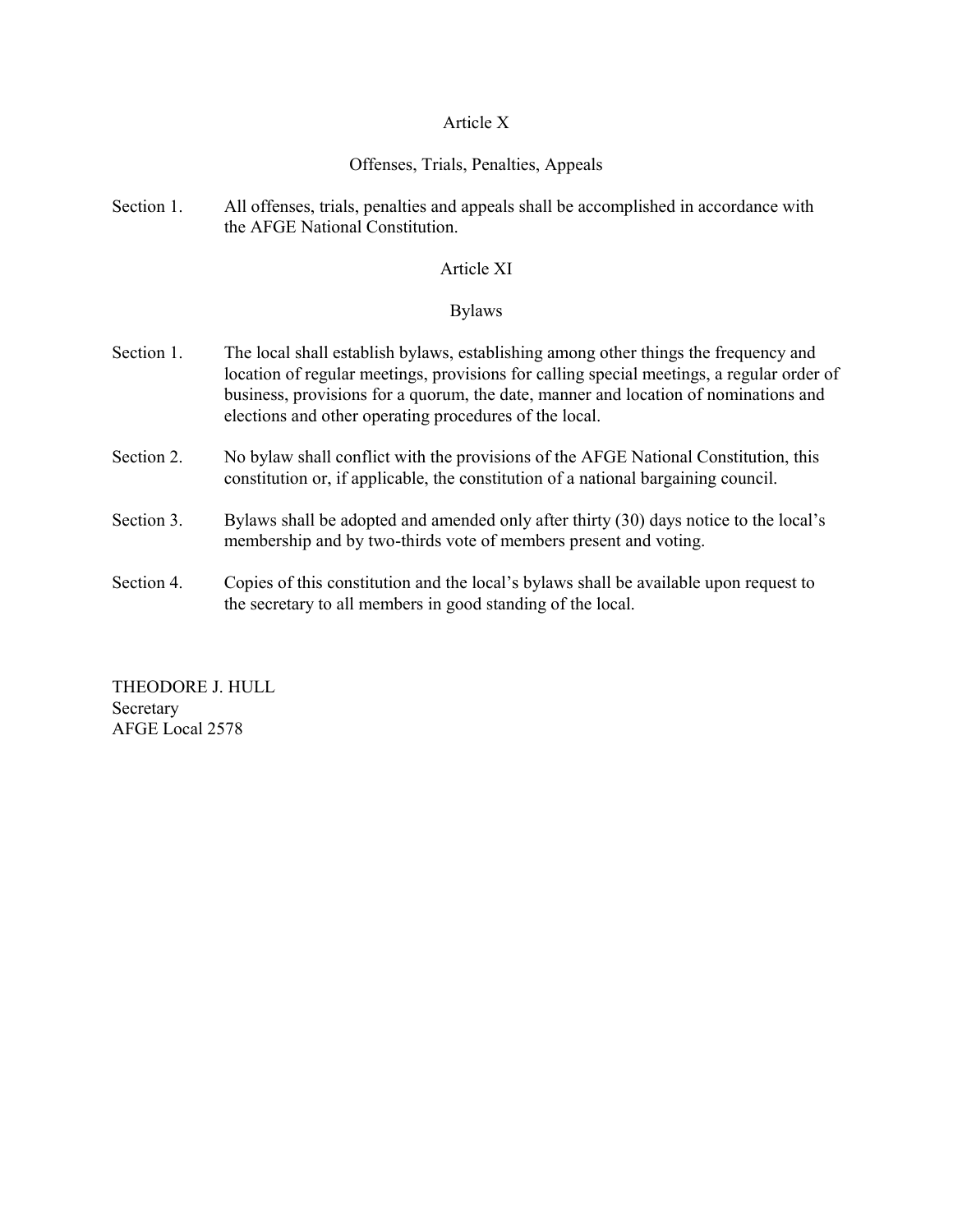## Article X

### Offenses, Trials, Penalties, Appeals

Section 1. All offenses, trials, penalties and appeals shall be accomplished in accordance with the AFGE National Constitution.

## Article XI

### Bylaws

Section 1. The local shall establish bylaws, establishing among other things the frequency and location of regular meetings, provisions for calling special meetings, a regular order of business, provisions for a quorum, the date, manner and location of nominations and elections and other operating procedures of the local.

Section 2. No bylaw shall conflict with the provisions of the AFGE National Constitution, this constitution or, if applicable, the constitution of a national bargaining council.

Section 3. Bylaws shall be adopted and amended only after thirty (30) days notice to the local's membership and by two-thirds vote of members present and voting.

Section 4. Copies of this constitution and the local's bylaws shall be available upon request to the secretary to all members in good standing of the local.

THEODORE J. HULL
Secretary
AFGE Local 2578